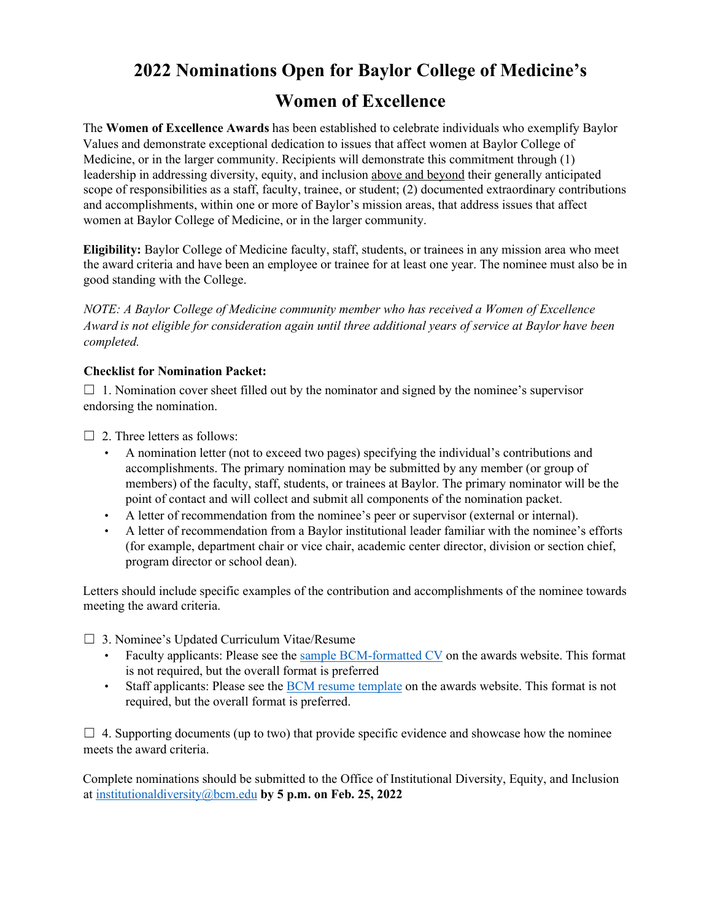# 2022 Nominations Open for Baylor College of Medicine's Women of Excellence

The **Women of Excellence Awards** has been established to celebrate individuals who exemplify Baylor Values and demonstrate exceptional dedication to issues that affect women at Baylor College of Medicine, or in the larger community. Recipients will demonstrate this commitment through (1) leadership in addressing diversity, equity, and inclusion above and beyond their generally anticipated scope of responsibilities as a staff, faculty, trainee, or student; (2) documented extraordinary contributions and accomplishments, within one or more of Baylor's mission areas, that address issues that affect women at Baylor College of Medicine, or in the larger community.

**Eligibility:** Baylor College of Medicine faculty, staff, students, or trainees in any mission area who meet the award criteria and have been an employee or trainee for at least one year. The nominee must also be in good standing with the College.

*NOTE: A Baylor College of Medicine community member who has received a Women of Excellence Award is not eligible for consideration again until three additional years of service at Baylor have been completed.*

**Checklist for Nomination Packet:**

☐ 1. Nomination cover sheet filled out by the nominator and signed by the nominee's supervisor endorsing the nomination.

☐ 2. Three letters as follows:

- A nomination letter (not to exceed two pages) specifying the individual's contributions and accomplishments. The primary nomination may be submitted by any member (or group of members) of the faculty, staff, students, or trainees at Baylor. The primary nominator will be the point of contact and will collect and submit all components of the nomination packet.
- A letter of recommendation from the nominee's peer or supervisor (external or internal).
- A letter of recommendation from a Baylor institutional leader familiar with the nominee's efforts (for example, department chair or vice chair, academic center director, division or section chief, program director or school dean).

Letters should include specific examples of the contribution and accomplishments of the nominee towards meeting the award criteria.

☐ 3. Nominee's Updated Curriculum Vitae/Resume

- Faculty applicants: Please see the sample BCM-formatted CV on the awards website. This format is not required, but the overall format is preferred
- Staff applicants: Please see the BCM resume template on the awards website. This format is not required, but the overall format is preferred.

☐ 4. Supporting documents (up to two) that provide specific evidence and showcase how the nominee meets the award criteria.

Complete nominations should be submitted to the Office of Institutional Diversity, Equity, and Inclusion at institutionaldiversity@bcm.edu **by 5 p.m. on Feb. 25, 2022**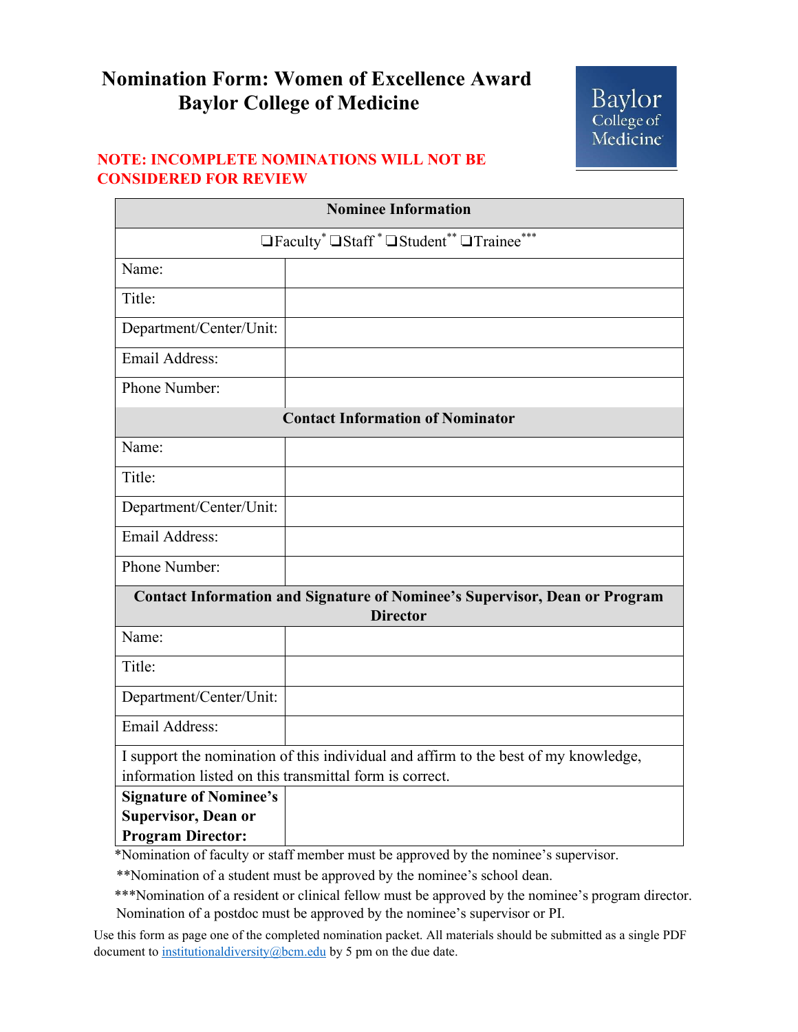# Nomination Form: Women of Excellence Award
# Baylor College of Medicine

**NOTE: INCOMPLETE NOMINATIONS WILL NOT BE CONSIDERED FOR REVIEW**

| **Nominee Information** | |
|---|---|
| ❑Faculty* ❑Staff * ❑Student** ❑Trainee*** | |
| Name: | |
| Title: | |
| Department/Center/Unit: | |
| Email Address: | |
| Phone Number: | |
| **Contact Information of Nominator** | |
| Name: | |
| Title: | |
| Department/Center/Unit: | |
| Email Address: | |
| Phone Number: | |
| **Contact Information and Signature of Nominee's Supervisor, Dean or Program Director** | |
| Name: | |
| Title: | |
| Department/Center/Unit: | |
| Email Address: | |
| I support the nomination of this individual and affirm to the best of my knowledge, information listed on this transmittal form is correct. | |
| **Signature of Nominee's Supervisor, Dean or Program Director:** | |

*Nomination of faculty or staff member must be approved by the nominee's supervisor.

**Nomination of a student must be approved by the nominee's school dean.

***Nomination of a resident or clinical fellow must be approved by the nominee's program director. Nomination of a postdoc must be approved by the nominee's supervisor or PI.

Use this form as page one of the completed nomination packet. All materials should be submitted as a single PDF document to institutionaldiversity@bcm.edu by 5 pm on the due date.